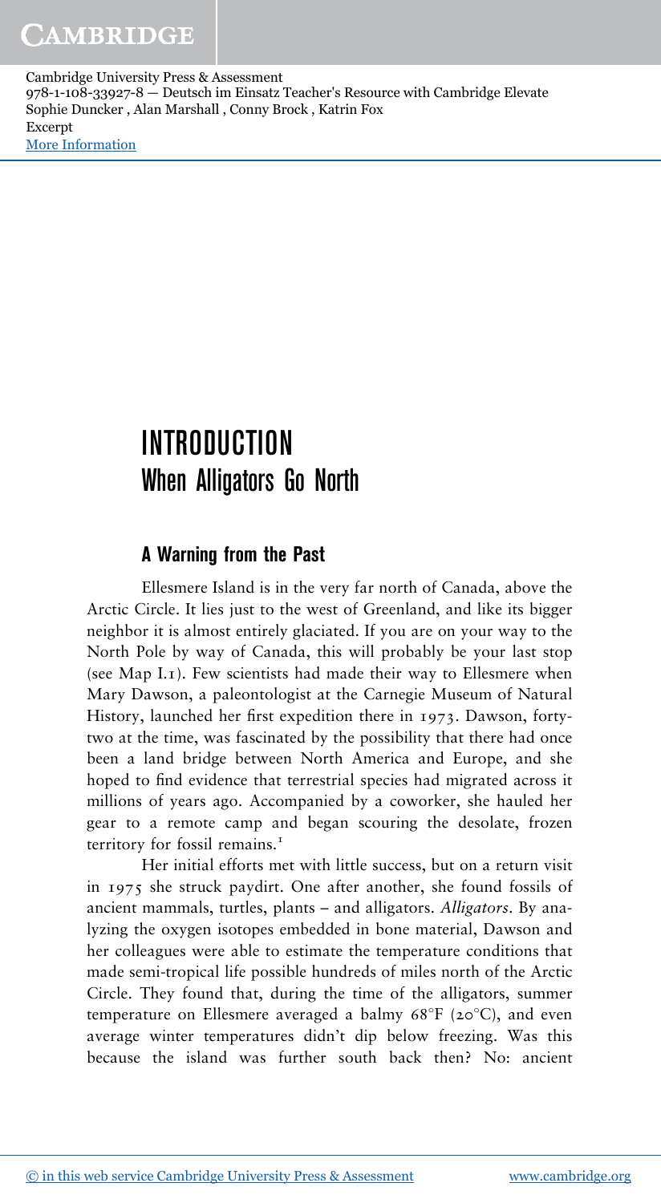# INTRODUCTION
## When Alligators Go North

### A Warning from the Past

Ellesmere Island is in the very far north of Canada, above the Arctic Circle. It lies just to the west of Greenland, and like its bigger neighbor it is almost entirely glaciated. If you are on your way to the North Pole by way of Canada, this will probably be your last stop (see Map I.1). Few scientists had made their way to Ellesmere when Mary Dawson, a paleontologist at the Carnegie Museum of Natural History, launched her first expedition there in 1973. Dawson, forty-two at the time, was fascinated by the possibility that there had once been a land bridge between North America and Europe, and she hoped to find evidence that terrestrial species had migrated across it millions of years ago. Accompanied by a coworker, she hauled her gear to a remote camp and began scouring the desolate, frozen territory for fossil remains.[1]

Her initial efforts met with little success, but on a return visit in 1975 she struck paydirt. One after another, she found fossils of ancient mammals, turtles, plants – and alligators. *Alligators*. By analyzing the oxygen isotopes embedded in bone material, Dawson and her colleagues were able to estimate the temperature conditions that made semi-tropical life possible hundreds of miles north of the Arctic Circle. They found that, during the time of the alligators, summer temperature on Ellesmere averaged a balmy 68°F (20°C), and even average winter temperatures didn't dip below freezing. Was this because the island was further south back then? No: ancient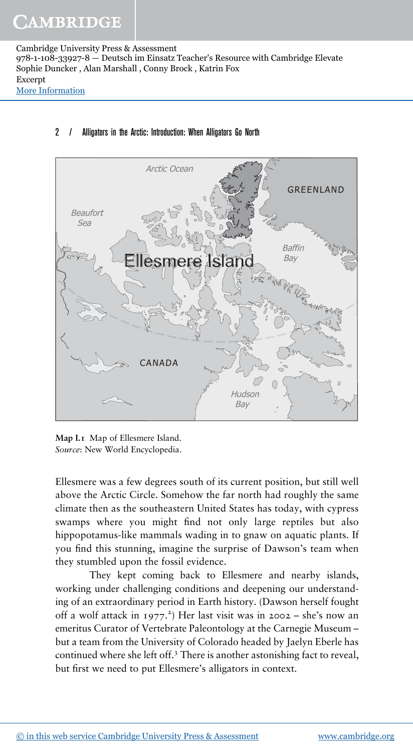**Map I.1** Map of Ellesmere Island.
*Source*: New World Encyclopedia.

Ellesmere was a few degrees south of its current position, but still well above the Arctic Circle. Somehow the far north had roughly the same climate then as the southeastern United States has today, with cypress swamps where you might find not only large reptiles but also hippopotamus-like mammals wading in to gnaw on aquatic plants. If you find this stunning, imagine the surprise of Dawson's team when they stumbled upon the fossil evidence.

They kept coming back to Ellesmere and nearby islands, working under challenging conditions and deepening our understanding of an extraordinary period in Earth history. (Dawson herself fought off a wolf attack in 1977.[2]) Her last visit was in 2002 – she's now an emeritus Curator of Vertebrate Paleontology at the Carnegie Museum – but a team from the University of Colorado headed by Jaelyn Eberle has continued where she left off.[3] There is another astonishing fact to reveal, but first we need to put Ellesmere's alligators in context.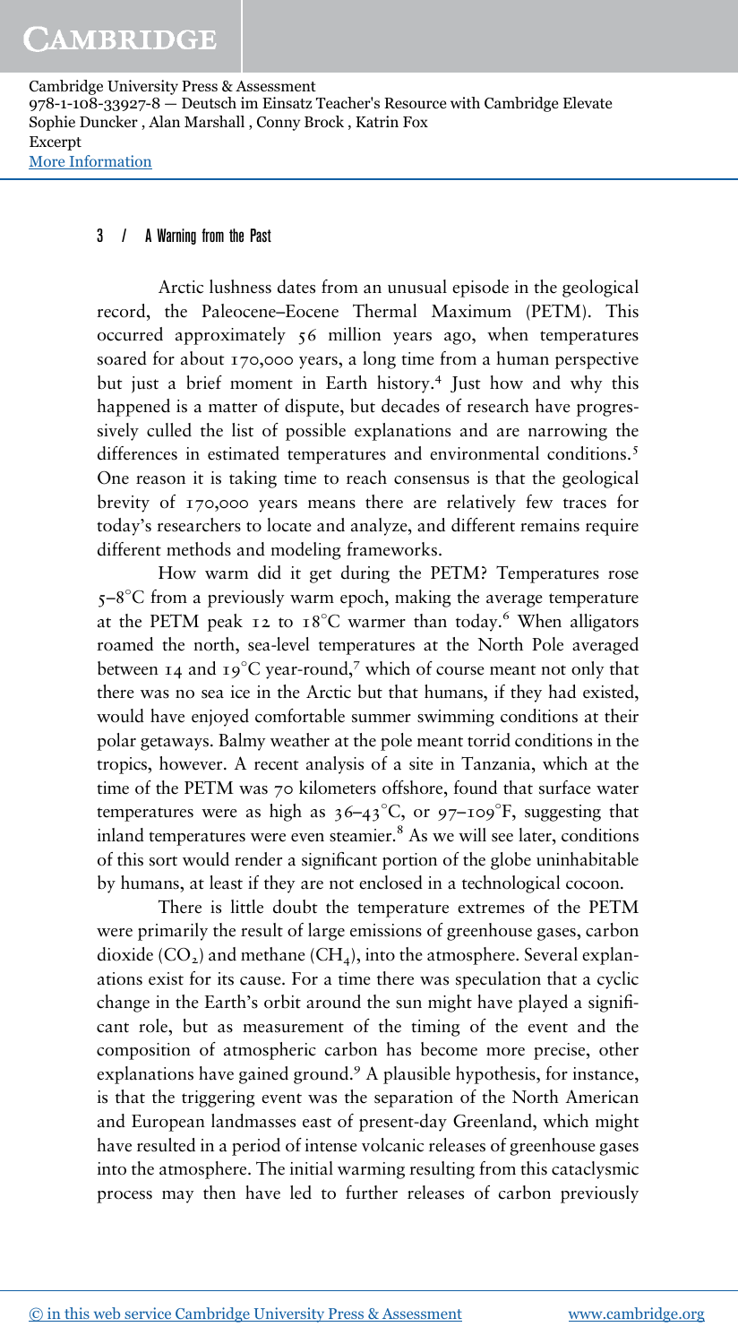Arctic lushness dates from an unusual episode in the geological record, the Paleocene–Eocene Thermal Maximum (PETM). This occurred approximately 56 million years ago, when temperatures soared for about 170,000 years, a long time from a human perspective but just a brief moment in Earth history.[4] Just how and why this happened is a matter of dispute, but decades of research have progressively culled the list of possible explanations and are narrowing the differences in estimated temperatures and environmental conditions.[5] One reason it is taking time to reach consensus is that the geological brevity of 170,000 years means there are relatively few traces for today's researchers to locate and analyze, and different remains require different methods and modeling frameworks.

How warm did it get during the PETM? Temperatures rose 5–8°C from a previously warm epoch, making the average temperature at the PETM peak 12 to 18°C warmer than today.[6] When alligators roamed the north, sea-level temperatures at the North Pole averaged between 14 and 19°C year-round,[7] which of course meant not only that there was no sea ice in the Arctic but that humans, if they had existed, would have enjoyed comfortable summer swimming conditions at their polar getaways. Balmy weather at the pole meant torrid conditions in the tropics, however. A recent analysis of a site in Tanzania, which at the time of the PETM was 70 kilometers offshore, found that surface water temperatures were as high as 36–43°C, or 97–109°F, suggesting that inland temperatures were even steamier.[8] As we will see later, conditions of this sort would render a significant portion of the globe uninhabitable by humans, at least if they are not enclosed in a technological cocoon.

There is little doubt the temperature extremes of the PETM were primarily the result of large emissions of greenhouse gases, carbon dioxide ($CO_2$) and methane ($CH_4$), into the atmosphere. Several explanations exist for its cause. For a time there was speculation that a cyclic change in the Earth's orbit around the sun might have played a significant role, but as measurement of the timing of the event and the composition of atmospheric carbon has become more precise, other explanations have gained ground.[9] A plausible hypothesis, for instance, is that the triggering event was the separation of the North American and European landmasses east of present-day Greenland, which might have resulted in a period of intense volcanic releases of greenhouse gases into the atmosphere. The initial warming resulting from this cataclysmic process may then have led to further releases of carbon previously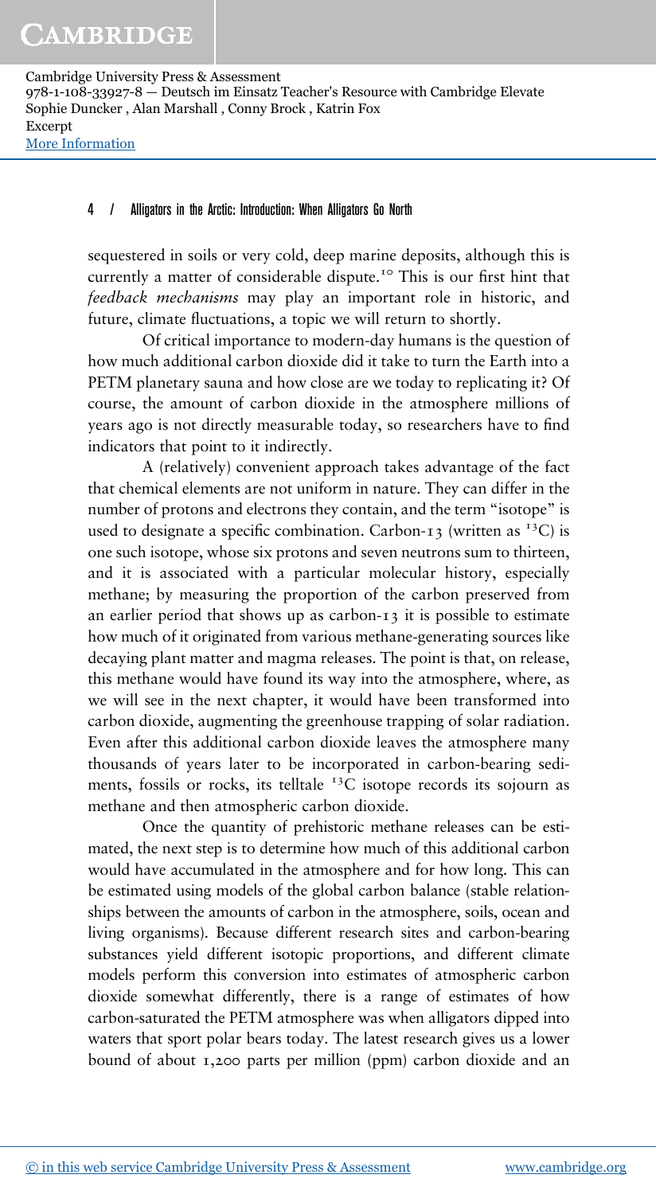sequestered in soils or very cold, deep marine deposits, although this is currently a matter of considerable dispute.[10] This is our first hint that *feedback mechanisms* may play an important role in historic, and future, climate fluctuations, a topic we will return to shortly.

Of critical importance to modern-day humans is the question of how much additional carbon dioxide did it take to turn the Earth into a PETM planetary sauna and how close are we today to replicating it? Of course, the amount of carbon dioxide in the atmosphere millions of years ago is not directly measurable today, so researchers have to find indicators that point to it indirectly.

A (relatively) convenient approach takes advantage of the fact that chemical elements are not uniform in nature. They can differ in the number of protons and electrons they contain, and the term "isotope" is used to designate a specific combination. Carbon-13 (written as $^{13}C$) is one such isotope, whose six protons and seven neutrons sum to thirteen, and it is associated with a particular molecular history, especially methane; by measuring the proportion of the carbon preserved from an earlier period that shows up as carbon-13 it is possible to estimate how much of it originated from various methane-generating sources like decaying plant matter and magma releases. The point is that, on release, this methane would have found its way into the atmosphere, where, as we will see in the next chapter, it would have been transformed into carbon dioxide, augmenting the greenhouse trapping of solar radiation. Even after this additional carbon dioxide leaves the atmosphere many thousands of years later to be incorporated in carbon-bearing sediments, fossils or rocks, its telltale $^{13}C$ isotope records its sojourn as methane and then atmospheric carbon dioxide.

Once the quantity of prehistoric methane releases can be estimated, the next step is to determine how much of this additional carbon would have accumulated in the atmosphere and for how long. This can be estimated using models of the global carbon balance (stable relationships between the amounts of carbon in the atmosphere, soils, ocean and living organisms). Because different research sites and carbon-bearing substances yield different isotopic proportions, and different climate models perform this conversion into estimates of atmospheric carbon dioxide somewhat differently, there is a range of estimates of how carbon-saturated the PETM atmosphere was when alligators dipped into waters that sport polar bears today. The latest research gives us a lower bound of about 1,200 parts per million (ppm) carbon dioxide and an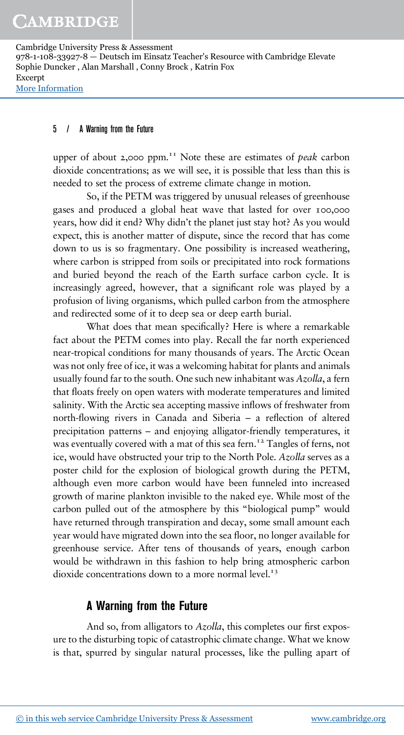upper of about 2,000 ppm.[11] Note these are estimates of *peak* carbon dioxide concentrations; as we will see, it is possible that less than this is needed to set the process of extreme climate change in motion.

So, if the PETM was triggered by unusual releases of greenhouse gases and produced a global heat wave that lasted for over 100,000 years, how did it end? Why didn't the planet just stay hot? As you would expect, this is another matter of dispute, since the record that has come down to us is so fragmentary. One possibility is increased weathering, where carbon is stripped from soils or precipitated into rock formations and buried beyond the reach of the Earth surface carbon cycle. It is increasingly agreed, however, that a significant role was played by a profusion of living organisms, which pulled carbon from the atmosphere and redirected some of it to deep sea or deep earth burial.

What does that mean specifically? Here is where a remarkable fact about the PETM comes into play. Recall the far north experienced near-tropical conditions for many thousands of years. The Arctic Ocean was not only free of ice, it was a welcoming habitat for plants and animals usually found far to the south. One such new inhabitant was *Azolla*, a fern that floats freely on open waters with moderate temperatures and limited salinity. With the Arctic sea accepting massive inflows of freshwater from north-flowing rivers in Canada and Siberia – a reflection of altered precipitation patterns – and enjoying alligator-friendly temperatures, it was eventually covered with a mat of this sea fern.[12] Tangles of ferns, not ice, would have obstructed your trip to the North Pole. *Azolla* serves as a poster child for the explosion of biological growth during the PETM, although even more carbon would have been funneled into increased growth of marine plankton invisible to the naked eye. While most of the carbon pulled out of the atmosphere by this "biological pump" would have returned through transpiration and decay, some small amount each year would have migrated down into the sea floor, no longer available for greenhouse service. After tens of thousands of years, enough carbon would be withdrawn in this fashion to help bring atmospheric carbon dioxide concentrations down to a more normal level.[13]

## A Warning from the Future

And so, from alligators to *Azolla*, this completes our first exposure to the disturbing topic of catastrophic climate change. What we know is that, spurred by singular natural processes, like the pulling apart of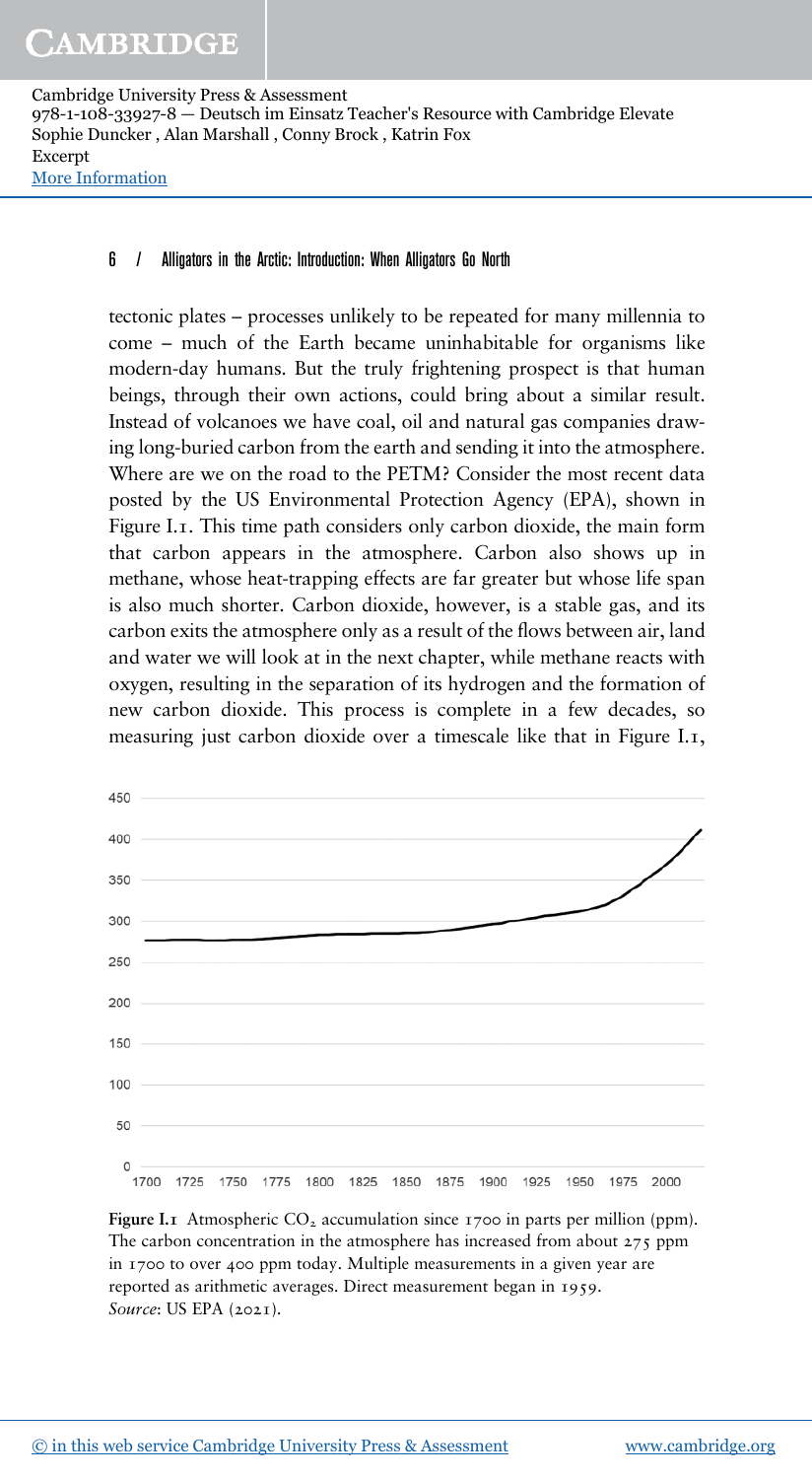tectonic plates – processes unlikely to be repeated for many millennia to come – much of the Earth became uninhabitable for organisms like modern-day humans. But the truly frightening prospect is that human beings, through their own actions, could bring about a similar result. Instead of volcanoes we have coal, oil and natural gas companies drawing long-buried carbon from the earth and sending it into the atmosphere. Where are we on the road to the PETM? Consider the most recent data posted by the US Environmental Protection Agency (EPA), shown in Figure I.1. This time path considers only carbon dioxide, the main form that carbon appears in the atmosphere. Carbon also shows up in methane, whose heat-trapping effects are far greater but whose life span is also much shorter. Carbon dioxide, however, is a stable gas, and its carbon exits the atmosphere only as a result of the flows between air, land and water we will look at in the next chapter, while methane reacts with oxygen, resulting in the separation of its hydrogen and the formation of new carbon dioxide. This process is complete in a few decades, so measuring just carbon dioxide over a timescale like that in Figure I.1,

**Figure I.1** Atmospheric $CO_2$ accumulation since 1700 in parts per million (ppm). The carbon concentration in the atmosphere has increased from about 275 ppm in 1700 to over 400 ppm today. Multiple measurements in a given year are reported as arithmetic averages. Direct measurement began in 1959.
*Source*: US EPA (2021).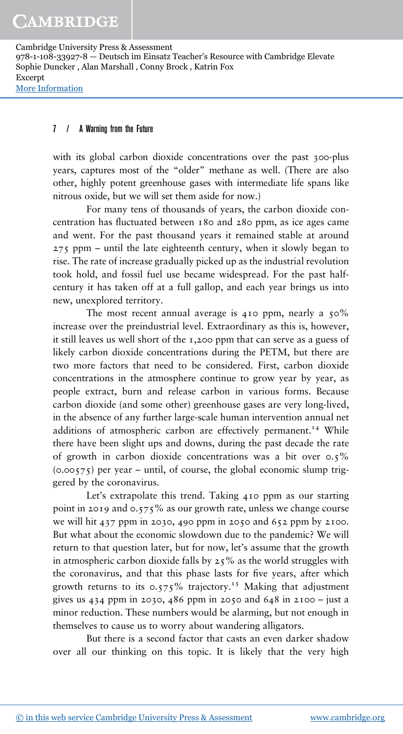with its global carbon dioxide concentrations over the past 300-plus years, captures most of the "older" methane as well. (There are also other, highly potent greenhouse gases with intermediate life spans like nitrous oxide, but we will set them aside for now.)

For many tens of thousands of years, the carbon dioxide concentration has fluctuated between 180 and 280 ppm, as ice ages came and went. For the past thousand years it remained stable at around 275 ppm – until the late eighteenth century, when it slowly began to rise. The rate of increase gradually picked up as the industrial revolution took hold, and fossil fuel use became widespread. For the past half-century it has taken off at a full gallop, and each year brings us into new, unexplored territory.

The most recent annual average is 410 ppm, nearly a 50% increase over the preindustrial level. Extraordinary as this is, however, it still leaves us well short of the 1,200 ppm that can serve as a guess of likely carbon dioxide concentrations during the PETM, but there are two more factors that need to be considered. First, carbon dioxide concentrations in the atmosphere continue to grow year by year, as people extract, burn and release carbon in various forms. Because carbon dioxide (and some other) greenhouse gases are very long-lived, in the absence of any further large-scale human intervention annual net additions of atmospheric carbon are effectively permanent.[14] While there have been slight ups and downs, during the past decade the rate of growth in carbon dioxide concentrations was a bit over 0.5% (0.00575) per year – until, of course, the global economic slump triggered by the coronavirus.

Let's extrapolate this trend. Taking 410 ppm as our starting point in 2019 and 0.575% as our growth rate, unless we change course we will hit 437 ppm in 2030, 490 ppm in 2050 and 652 ppm by 2100. But what about the economic slowdown due to the pandemic? We will return to that question later, but for now, let's assume that the growth in atmospheric carbon dioxide falls by 25% as the world struggles with the coronavirus, and that this phase lasts for five years, after which growth returns to its 0.575% trajectory.[15] Making that adjustment gives us 434 ppm in 2030, 486 ppm in 2050 and 648 in 2100 – just a minor reduction. These numbers would be alarming, but not enough in themselves to cause us to worry about wandering alligators.

But there is a second factor that casts an even darker shadow over all our thinking on this topic. It is likely that the very high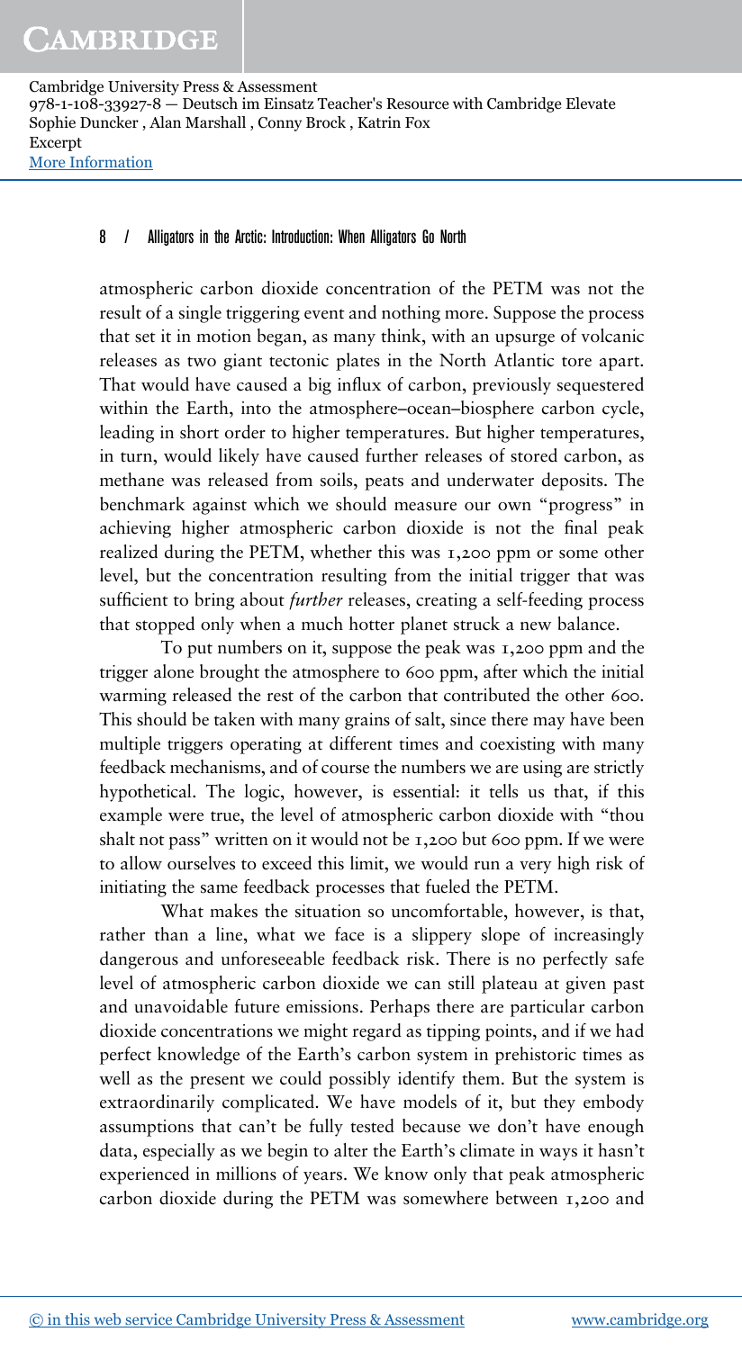atmospheric carbon dioxide concentration of the PETM was not the result of a single triggering event and nothing more. Suppose the process that set it in motion began, as many think, with an upsurge of volcanic releases as two giant tectonic plates in the North Atlantic tore apart. That would have caused a big influx of carbon, previously sequestered within the Earth, into the atmosphere–ocean–biosphere carbon cycle, leading in short order to higher temperatures. But higher temperatures, in turn, would likely have caused further releases of stored carbon, as methane was released from soils, peats and underwater deposits. The benchmark against which we should measure our own "progress" in achieving higher atmospheric carbon dioxide is not the final peak realized during the PETM, whether this was 1,200 ppm or some other level, but the concentration resulting from the initial trigger that was sufficient to bring about *further* releases, creating a self-feeding process that stopped only when a much hotter planet struck a new balance.

To put numbers on it, suppose the peak was 1,200 ppm and the trigger alone brought the atmosphere to 600 ppm, after which the initial warming released the rest of the carbon that contributed the other 600. This should be taken with many grains of salt, since there may have been multiple triggers operating at different times and coexisting with many feedback mechanisms, and of course the numbers we are using are strictly hypothetical. The logic, however, is essential: it tells us that, if this example were true, the level of atmospheric carbon dioxide with "thou shalt not pass" written on it would not be 1,200 but 600 ppm. If we were to allow ourselves to exceed this limit, we would run a very high risk of initiating the same feedback processes that fueled the PETM.

What makes the situation so uncomfortable, however, is that, rather than a line, what we face is a slippery slope of increasingly dangerous and unforeseeable feedback risk. There is no perfectly safe level of atmospheric carbon dioxide we can still plateau at given past and unavoidable future emissions. Perhaps there are particular carbon dioxide concentrations we might regard as tipping points, and if we had perfect knowledge of the Earth's carbon system in prehistoric times as well as the present we could possibly identify them. But the system is extraordinarily complicated. We have models of it, but they embody assumptions that can't be fully tested because we don't have enough data, especially as we begin to alter the Earth's climate in ways it hasn't experienced in millions of years. We know only that peak atmospheric carbon dioxide during the PETM was somewhere between 1,200 and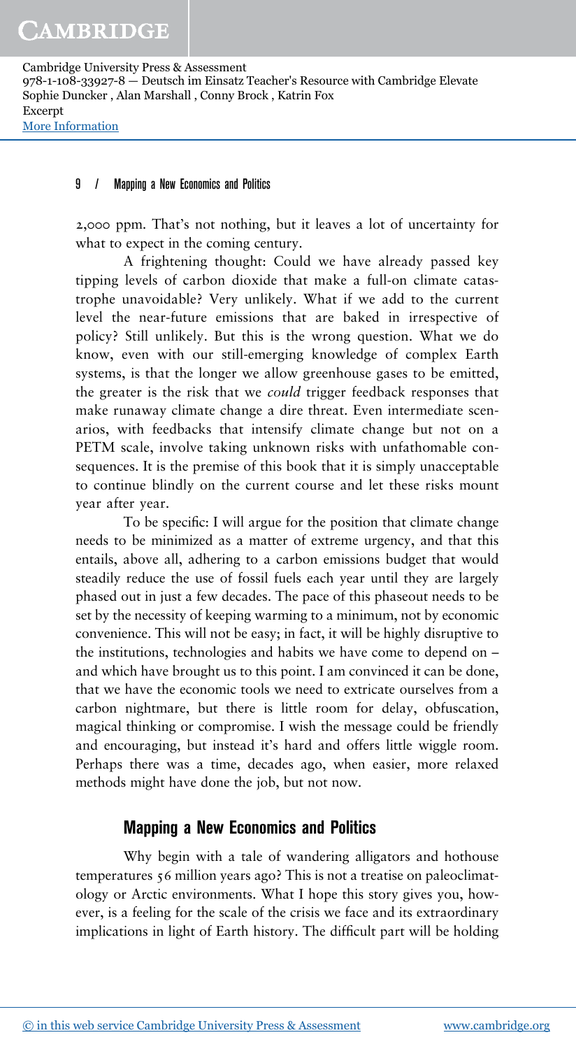2,000 ppm. That's not nothing, but it leaves a lot of uncertainty for what to expect in the coming century.

A frightening thought: Could we have already passed key tipping levels of carbon dioxide that make a full-on climate catastrophe unavoidable? Very unlikely. What if we add to the current level the near-future emissions that are baked in irrespective of policy? Still unlikely. But this is the wrong question. What we do know, even with our still-emerging knowledge of complex Earth systems, is that the longer we allow greenhouse gases to be emitted, the greater is the risk that we *could* trigger feedback responses that make runaway climate change a dire threat. Even intermediate scenarios, with feedbacks that intensify climate change but not on a PETM scale, involve taking unknown risks with unfathomable consequences. It is the premise of this book that it is simply unacceptable to continue blindly on the current course and let these risks mount year after year.

To be specific: I will argue for the position that climate change needs to be minimized as a matter of extreme urgency, and that this entails, above all, adhering to a carbon emissions budget that would steadily reduce the use of fossil fuels each year until they are largely phased out in just a few decades. The pace of this phaseout needs to be set by the necessity of keeping warming to a minimum, not by economic convenience. This will not be easy; in fact, it will be highly disruptive to the institutions, technologies and habits we have come to depend on – and which have brought us to this point. I am convinced it can be done, that we have the economic tools we need to extricate ourselves from a carbon nightmare, but there is little room for delay, obfuscation, magical thinking or compromise. I wish the message could be friendly and encouraging, but instead it's hard and offers little wiggle room. Perhaps there was a time, decades ago, when easier, more relaxed methods might have done the job, but not now.

## Mapping a New Economics and Politics

Why begin with a tale of wandering alligators and hothouse temperatures 56 million years ago? This is not a treatise on paleoclimatology or Arctic environments. What I hope this story gives you, however, is a feeling for the scale of the crisis we face and its extraordinary implications in light of Earth history. The difficult part will be holding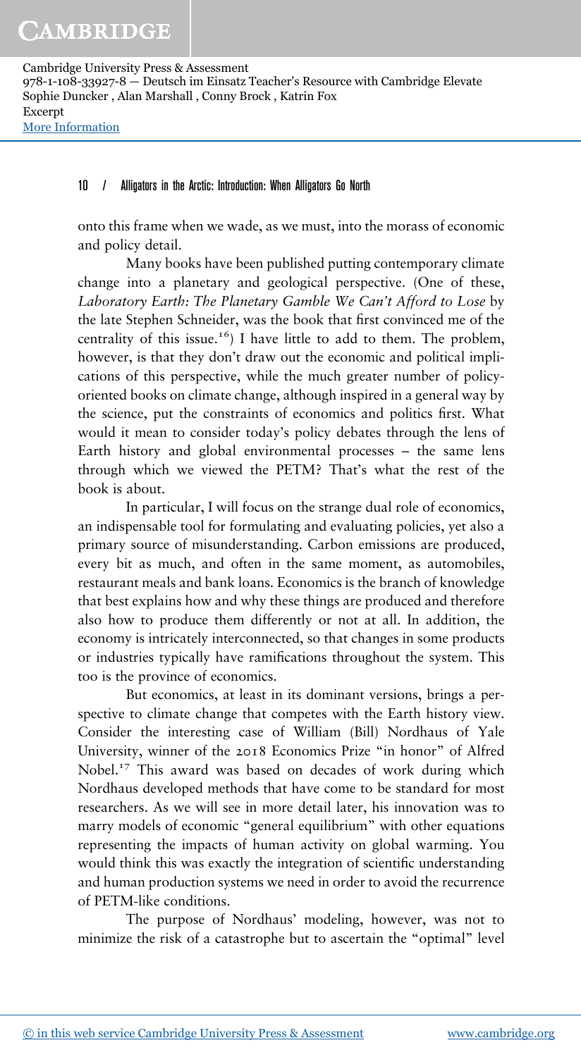onto this frame when we wade, as we must, into the morass of economic and policy detail.

Many books have been published putting contemporary climate change into a planetary and geological perspective. (One of these, *Laboratory Earth: The Planetary Gamble We Can't Afford to Lose* by the late Stephen Schneider, was the book that first convinced me of the centrality of this issue.[16]) I have little to add to them. The problem, however, is that they don't draw out the economic and political implications of this perspective, while the much greater number of policy-oriented books on climate change, although inspired in a general way by the science, put the constraints of economics and politics first. What would it mean to consider today's policy debates through the lens of Earth history and global environmental processes – the same lens through which we viewed the PETM? That's what the rest of the book is about.

In particular, I will focus on the strange dual role of economics, an indispensable tool for formulating and evaluating policies, yet also a primary source of misunderstanding. Carbon emissions are produced, every bit as much, and often in the same moment, as automobiles, restaurant meals and bank loans. Economics is the branch of knowledge that best explains how and why these things are produced and therefore also how to produce them differently or not at all. In addition, the economy is intricately interconnected, so that changes in some products or industries typically have ramifications throughout the system. This too is the province of economics.

But economics, at least in its dominant versions, brings a perspective to climate change that competes with the Earth history view. Consider the interesting case of William (Bill) Nordhaus of Yale University, winner of the 2018 Economics Prize "in honor" of Alfred Nobel.[17] This award was based on decades of work during which Nordhaus developed methods that have come to be standard for most researchers. As we will see in more detail later, his innovation was to marry models of economic "general equilibrium" with other equations representing the impacts of human activity on global warming. You would think this was exactly the integration of scientific understanding and human production systems we need in order to avoid the recurrence of PETM-like conditions.

The purpose of Nordhaus' modeling, however, was not to minimize the risk of a catastrophe but to ascertain the "optimal" level